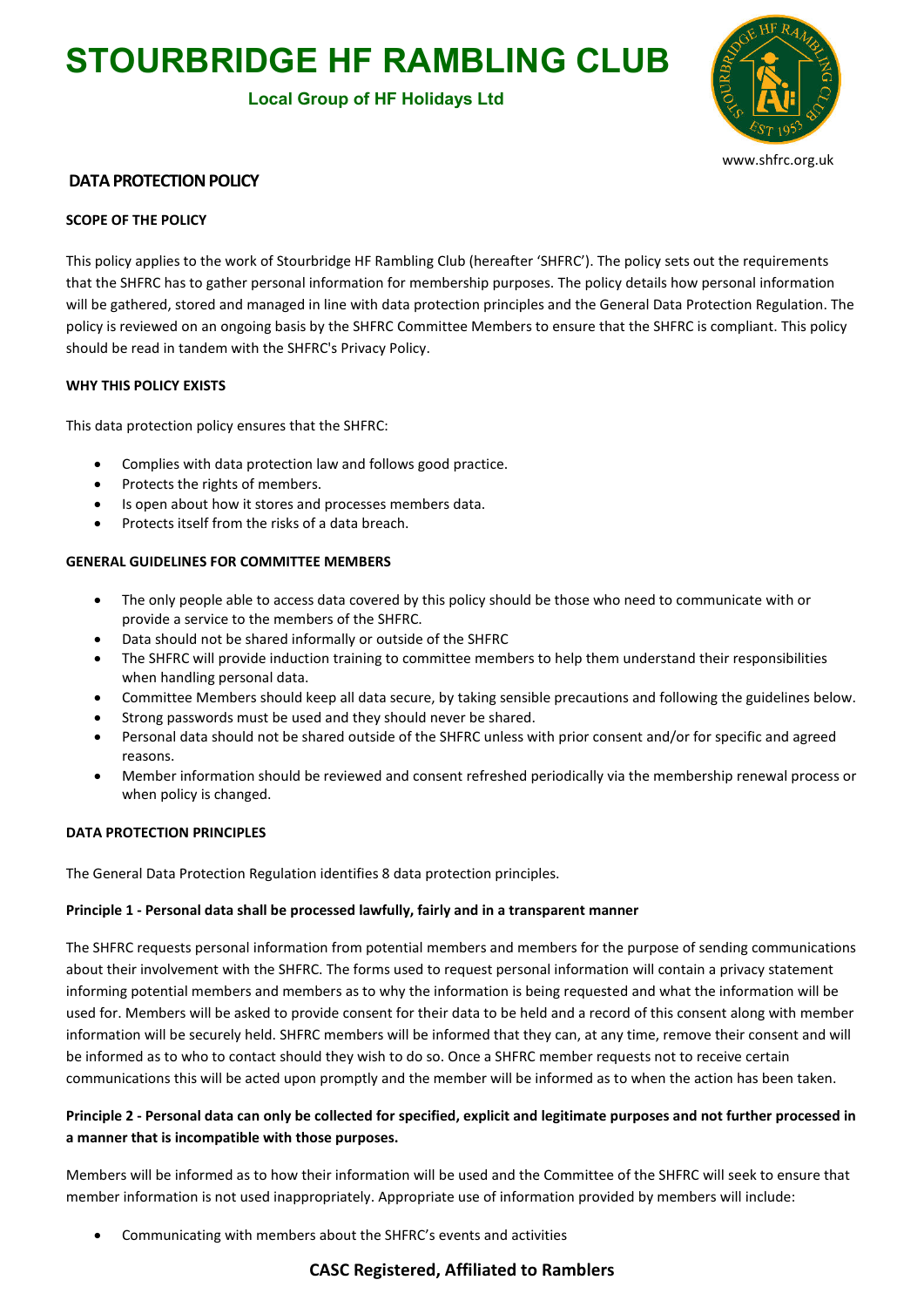# STOURBRIDGE HF RAMBLING CLUB

**Local Group of HF Holidays Ltd**

www.shfrc.org.uk

## DATA PROTECTION POLICY

### SCOPE OF THE POLICY

This policy applies to the work of Stourbridge HF Rambling Club (hereafter 'SHFRC'). The policy sets out the requirements that the SHFRC has to gather personal information for membership purposes. The policy details how personal information will be gathered, stored and managed in line with data protection principles and the General Data Protection Regulation. The policy is reviewed on an ongoing basis by the SHFRC Committee Members to ensure that the SHFRC is compliant. This policy should be read in tandem with the SHFRC's Privacy Policy.

### WHY THIS POLICY EXISTS

This data protection policy ensures that the SHFRC:

- Complies with data protection law and follows good practice.
- Protects the rights of members.
- Is open about how it stores and processes members data.
- Protects itself from the risks of a data breach.

### GENERAL GUIDELINES FOR COMMITTEE MEMBERS

- The only people able to access data covered by this policy should be those who need to communicate with or provide a service to the members of the SHFRC.
- Data should not be shared informally or outside of the SHFRC
- The SHFRC will provide induction training to committee members to help them understand their responsibilities when handling personal data.
- Committee Members should keep all data secure, by taking sensible precautions and following the guidelines below.
- Strong passwords must be used and they should never be shared.
- Personal data should not be shared outside of the SHFRC unless with prior consent and/or for specific and agreed reasons.
- Member information should be reviewed and consent refreshed periodically via the membership renewal process or when policy is changed.

### DATA PROTECTION PRINCIPLES

The General Data Protection Regulation identifies 8 data protection principles.

**Principle 1 - Personal data shall be processed lawfully, fairly and in a transparent manner**

The SHFRC requests personal information from potential members and members for the purpose of sending communications about their involvement with the SHFRC. The forms used to request personal information will contain a privacy statement informing potential members and members as to why the information is being requested and what the information will be used for. Members will be asked to provide consent for their data to be held and a record of this consent along with member information will be securely held. SHFRC members will be informed that they can, at any time, remove their consent and will be informed as to who to contact should they wish to do so. Once a SHFRC member requests not to receive certain communications this will be acted upon promptly and the member will be informed as to when the action has been taken.

**Principle 2 - Personal data can only be collected for specified, explicit and legitimate purposes and not further processed in a manner that is incompatible with those purposes.**

Members will be informed as to how their information will be used and the Committee of the SHFRC will seek to ensure that member information is not used inappropriately. Appropriate use of information provided by members will include:

- Communicating with members about the SHFRC's events and activities

**CASC Registered, Affiliated to Ramblers**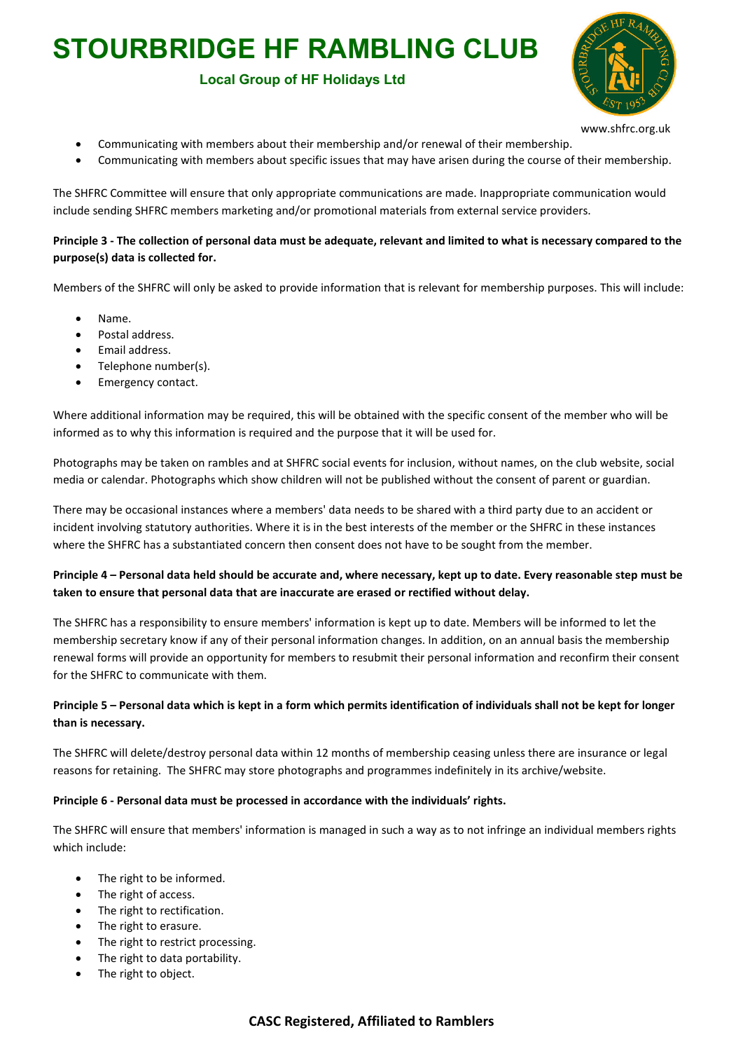- Communicating with members about their membership and/or renewal of their membership.
- Communicating with members about specific issues that may have arisen during the course of their membership.

The SHFRC Committee will ensure that only appropriate communications are made. Inappropriate communication would include sending SHFRC members marketing and/or promotional materials from external service providers.

**Principle 3 - The collection of personal data must be adequate, relevant and limited to what is necessary compared to the purpose(s) data is collected for.**

Members of the SHFRC will only be asked to provide information that is relevant for membership purposes. This will include:

- Name.
- Postal address.
- Email address.
- Telephone number(s).
- Emergency contact.

Where additional information may be required, this will be obtained with the specific consent of the member who will be informed as to why this information is required and the purpose that it will be used for.

Photographs may be taken on rambles and at SHFRC social events for inclusion, without names, on the club website, social media or calendar. Photographs which show children will not be published without the consent of parent or guardian.

There may be occasional instances where a members' data needs to be shared with a third party due to an accident or incident involving statutory authorities. Where it is in the best interests of the member or the SHFRC in these instances where the SHFRC has a substantiated concern then consent does not have to be sought from the member.

**Principle 4 – Personal data held should be accurate and, where necessary, kept up to date. Every reasonable step must be taken to ensure that personal data that are inaccurate are erased or rectified without delay.**

The SHFRC has a responsibility to ensure members' information is kept up to date. Members will be informed to let the membership secretary know if any of their personal information changes. In addition, on an annual basis the membership renewal forms will provide an opportunity for members to resubmit their personal information and reconfirm their consent for the SHFRC to communicate with them.

**Principle 5 – Personal data which is kept in a form which permits identification of individuals shall not be kept for longer than is necessary.**

The SHFRC will delete/destroy personal data within 12 months of membership ceasing unless there are insurance or legal reasons for retaining. The SHFRC may store photographs and programmes indefinitely in its archive/website.

**Principle 6 - Personal data must be processed in accordance with the individuals' rights.**

The SHFRC will ensure that members' information is managed in such a way as to not infringe an individual members rights which include:

- The right to be informed.
- The right of access.
- The right to rectification.
- The right to erasure.
- The right to restrict processing.
- The right to data portability.
- The right to object.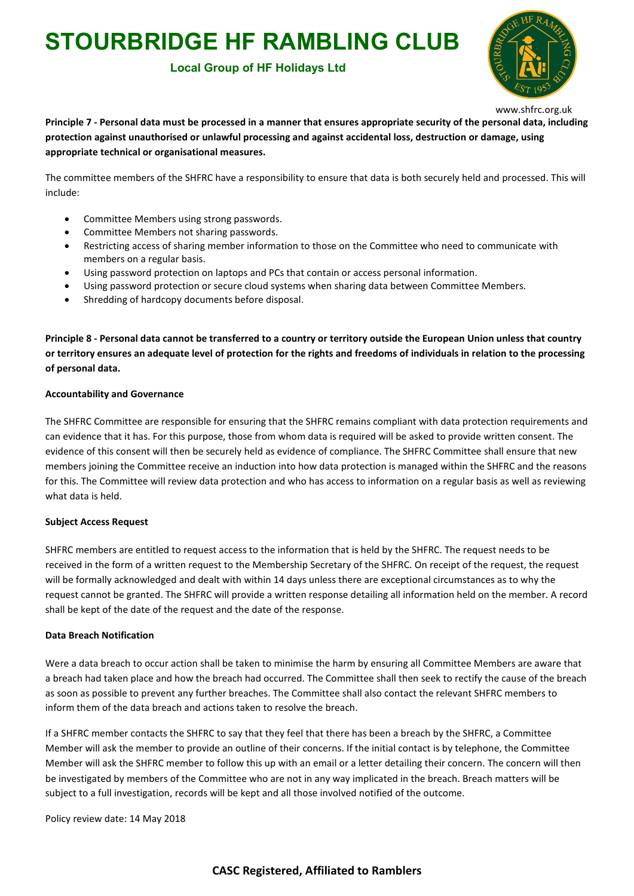**Principle 7 - Personal data must be processed in a manner that ensures appropriate security of the personal data, including protection against unauthorised or unlawful processing and against accidental loss, destruction or damage, using appropriate technical or organisational measures.**

The committee members of the SHFRC have a responsibility to ensure that data is both securely held and processed. This will include:

- Committee Members using strong passwords.
- Committee Members not sharing passwords.
- Restricting access of sharing member information to those on the Committee who need to communicate with members on a regular basis.
- Using password protection on laptops and PCs that contain or access personal information.
- Using password protection or secure cloud systems when sharing data between Committee Members.
- Shredding of hardcopy documents before disposal.

**Principle 8 - Personal data cannot be transferred to a country or territory outside the European Union unless that country or territory ensures an adequate level of protection for the rights and freedoms of individuals in relation to the processing of personal data.**

**Accountability and Governance**

The SHFRC Committee are responsible for ensuring that the SHFRC remains compliant with data protection requirements and can evidence that it has. For this purpose, those from whom data is required will be asked to provide written consent. The evidence of this consent will then be securely held as evidence of compliance. The SHFRC Committee shall ensure that new members joining the Committee receive an induction into how data protection is managed within the SHFRC and the reasons for this. The Committee will review data protection and who has access to information on a regular basis as well as reviewing what data is held.

**Subject Access Request**

SHFRC members are entitled to request access to the information that is held by the SHFRC. The request needs to be received in the form of a written request to the Membership Secretary of the SHFRC. On receipt of the request, the request will be formally acknowledged and dealt with within 14 days unless there are exceptional circumstances as to why the request cannot be granted. The SHFRC will provide a written response detailing all information held on the member. A record shall be kept of the date of the request and the date of the response.

**Data Breach Notification**

Were a data breach to occur action shall be taken to minimise the harm by ensuring all Committee Members are aware that a breach had taken place and how the breach had occurred. The Committee shall then seek to rectify the cause of the breach as soon as possible to prevent any further breaches. The Committee shall also contact the relevant SHFRC members to inform them of the data breach and actions taken to resolve the breach.

If a SHFRC member contacts the SHFRC to say that they feel that there has been a breach by the SHFRC, a Committee Member will ask the member to provide an outline of their concerns. If the initial contact is by telephone, the Committee Member will ask the SHFRC member to follow this up with an email or a letter detailing their concern. The concern will then be investigated by members of the Committee who are not in any way implicated in the breach. Breach matters will be subject to a full investigation, records will be kept and all those involved notified of the outcome.

Policy review date: 14 May 2018